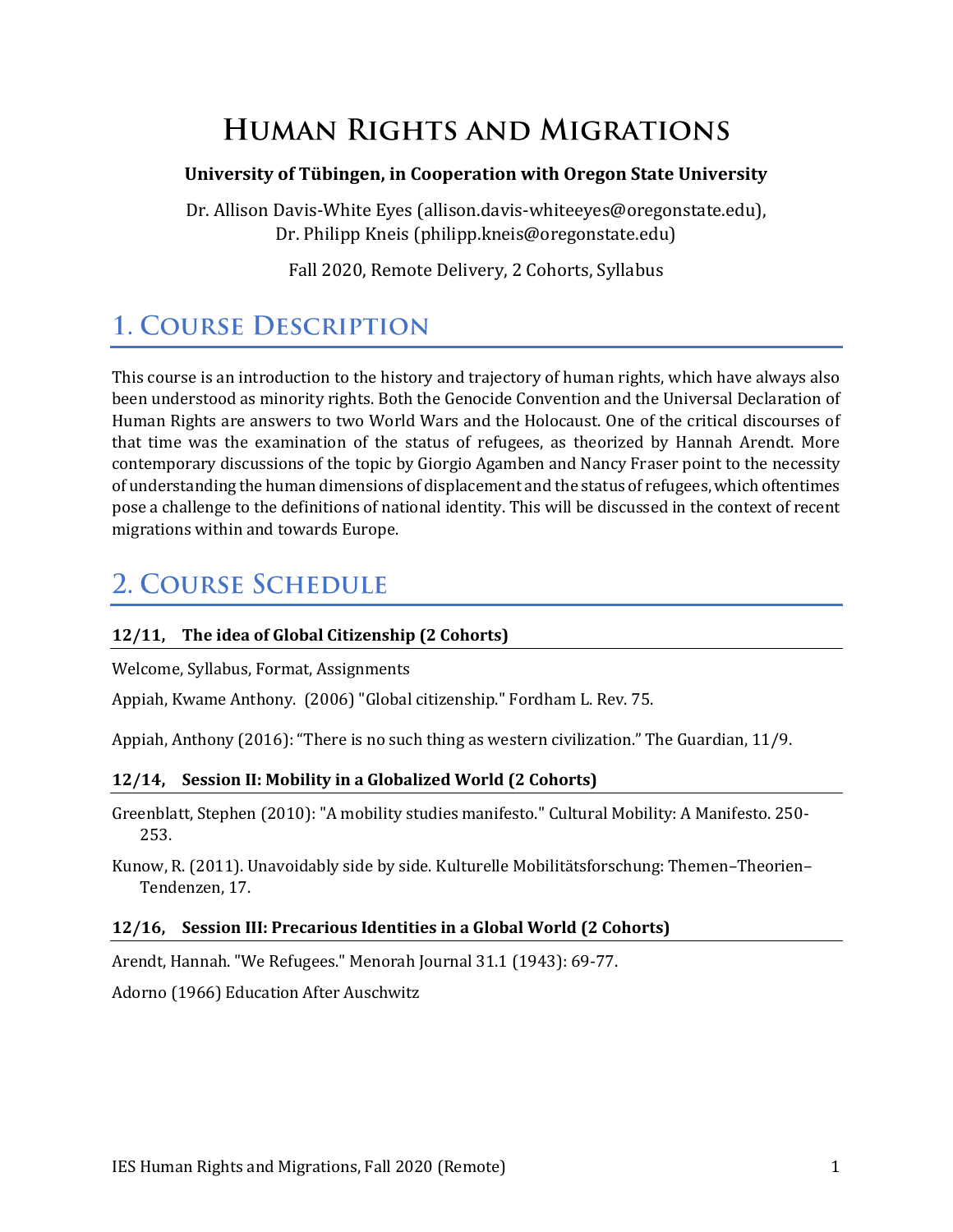# Human Rights and Migrations

**University of Tübingen, in Cooperation with Oregon State University**

Dr. Allison Davis-White Eyes (allison.davis-whiteeyes@oregonstate.edu),
Dr. Philipp Kneis (philipp.kneis@oregonstate.edu)

Fall 2020, Remote Delivery, 2 Cohorts, Syllabus

## 1. Course Description

This course is an introduction to the history and trajectory of human rights, which have always also been understood as minority rights. Both the Genocide Convention and the Universal Declaration of Human Rights are answers to two World Wars and the Holocaust. One of the critical discourses of that time was the examination of the status of refugees, as theorized by Hannah Arendt. More contemporary discussions of the topic by Giorgio Agamben and Nancy Fraser point to the necessity of understanding the human dimensions of displacement and the status of refugees, which oftentimes pose a challenge to the definitions of national identity. This will be discussed in the context of recent migrations within and towards Europe.

## 2. Course Schedule

#### 12/11, The idea of Global Citizenship (2 Cohorts)

Welcome, Syllabus, Format, Assignments

Appiah, Kwame Anthony. (2006) "Global citizenship." Fordham L. Rev. 75.

Appiah, Anthony (2016): "There is no such thing as western civilization." The Guardian, 11/9.

#### 12/14, Session II: Mobility in a Globalized World (2 Cohorts)

Greenblatt, Stephen (2010): "A mobility studies manifesto." Cultural Mobility: A Manifesto. 250-253.

Kunow, R. (2011). Unavoidably side by side. Kulturelle Mobilitätsforschung: Themen–Theorien–Tendenzen, 17.

#### 12/16, Session III: Precarious Identities in a Global World (2 Cohorts)

Arendt, Hannah. "We Refugees." Menorah Journal 31.1 (1943): 69-77.

Adorno (1966) Education After Auschwitz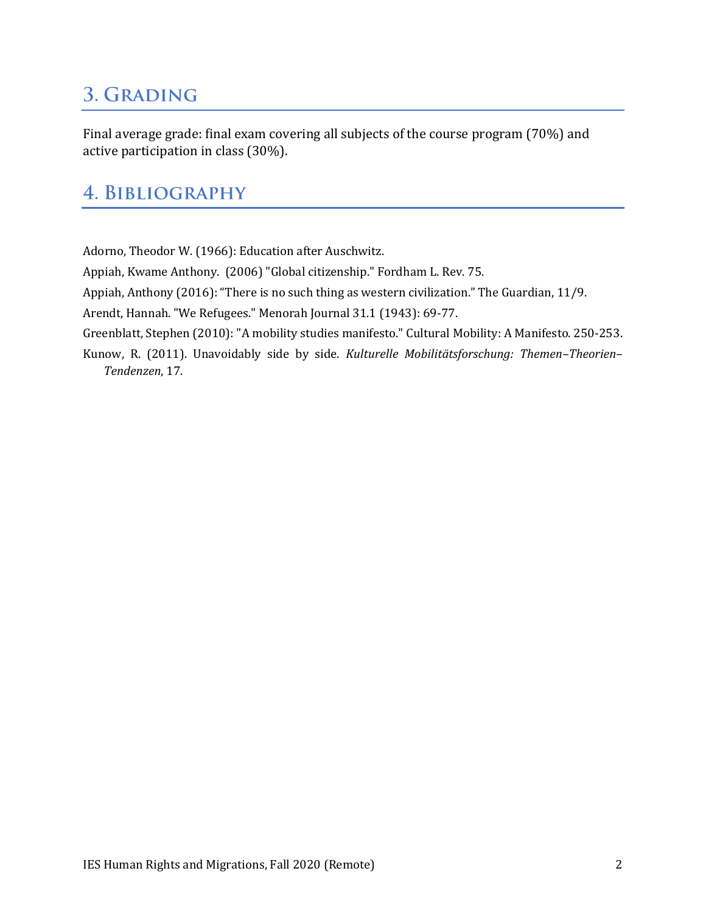## 3. Grading

Final average grade: final exam covering all subjects of the course program (70%) and active participation in class (30%).

## 4. Bibliography

Adorno, Theodor W. (1966): Education after Auschwitz.

Appiah, Kwame Anthony. (2006) "Global citizenship." Fordham L. Rev. 75.

Appiah, Anthony (2016): "There is no such thing as western civilization." The Guardian, 11/9.

Arendt, Hannah. "We Refugees." Menorah Journal 31.1 (1943): 69-77.

Greenblatt, Stephen (2010): "A mobility studies manifesto." Cultural Mobility: A Manifesto. 250-253.

Kunow, R. (2011). Unavoidably side by side. *Kulturelle Mobilitätsforschung: Themen–Theorien–Tendenzen*, 17.